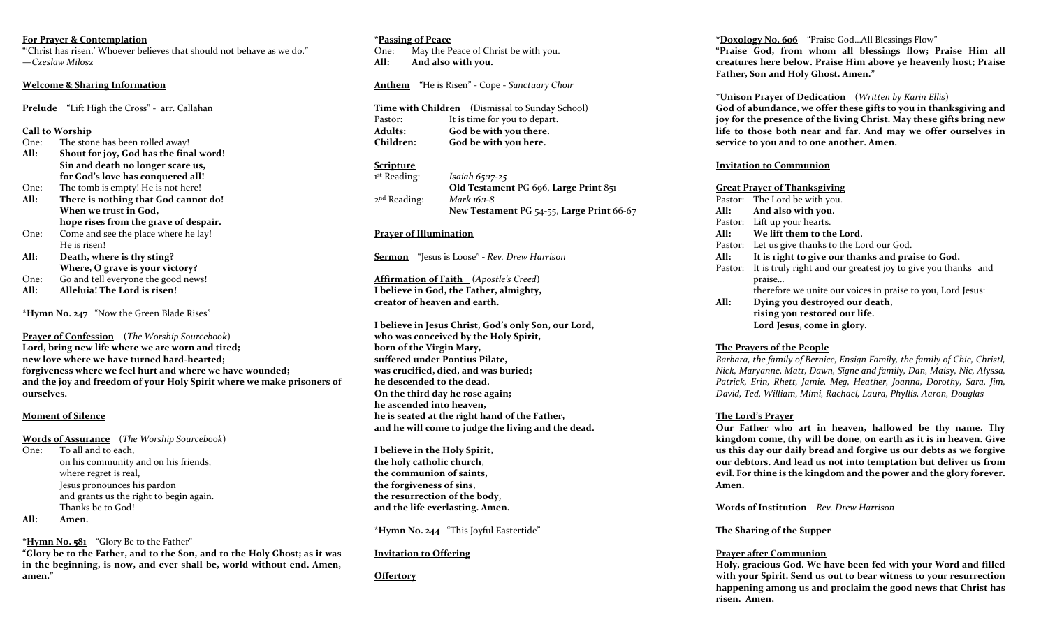**For Prayer & Contemplation**

"'Christ has risen.' Whoever believes that should not behave as we do."
—*Czeslaw Milosz*

**Welcome & Sharing Information**

**Prelude** "Lift High the Cross" - arr. Callahan

**Call to Worship**

One: The stone has been rolled away!

**All: Shout for joy, God has the final word!**
**Sin and death no longer scare us,**
**for God's love has conquered all!**

One: The tomb is empty! He is not here!

**All: There is nothing that God cannot do!**
**When we trust in God,**
**hope rises from the grave of despair.**

One: Come and see the place where he lay!
He is risen!

**All: Death, where is thy sting?**
**Where, O grave is your victory?**

One: Go and tell everyone the good news!

**All: Alleluia! The Lord is risen!**

\***Hymn No. 247** "Now the Green Blade Rises"

**Prayer of Confession** (*The Worship Sourcebook*)

**Lord, bring new life where we are worn and tired;**
**new love where we have turned hard-hearted;**
**forgiveness where we feel hurt and where we have wounded;**
**and the joy and freedom of your Holy Spirit where we make prisoners of ourselves.**

**Moment of Silence**

**Words of Assurance** (*The Worship Sourcebook*)

One: To all and to each,
on his community and on his friends,
where regret is real,
Jesus pronounces his pardon
and grants us the right to begin again.
Thanks be to God!

**All: Amen.**

\***Hymn No. 581** "Glory Be to the Father"

**"Glory be to the Father, and to the Son, and to the Holy Ghost; as it was in the beginning, is now, and ever shall be, world without end. Amen, amen."**

\***Passing of Peace**

One: May the Peace of Christ be with you.

**All: And also with you.**

**Anthem** "He is Risen" - Cope - *Sanctuary Choir*

**Time with Children** (Dismissal to Sunday School)

Pastor: It is time for you to depart.

**Adults: God be with you there.**

**Children: God be with you here.**

**Scripture**

1st Reading: *Isaiah 65:17-25*
**Old Testament** PG 696, **Large Print** 851

2nd Reading: *Mark 16:1-8*
**New Testament** PG 54-55, **Large Print** 66-67

**Prayer of Illumination**

**Sermon** "Jesus is Loose" - *Rev. Drew Harrison*

**Affirmation of Faith** (*Apostle's Creed*)

**I believe in God, the Father, almighty,**
**creator of heaven and earth.**

**I believe in Jesus Christ, God's only Son, our Lord,**
**who was conceived by the Holy Spirit,**
**born of the Virgin Mary,**
**suffered under Pontius Pilate,**
**was crucified, died, and was buried;**
**he descended to the dead.**
**On the third day he rose again;**
**he ascended into heaven,**
**he is seated at the right hand of the Father,**
**and he will come to judge the living and the dead.**

**I believe in the Holy Spirit,**
**the holy catholic church,**
**the communion of saints,**
**the forgiveness of sins,**
**the resurrection of the body,**
**and the life everlasting. Amen.**

\***Hymn No. 244** "This Joyful Eastertide"

**Invitation to Offering**

**Offertory**

\***Doxology No. 606** "Praise God…All Blessings Flow"

**"Praise God, from whom all blessings flow; Praise Him all creatures here below. Praise Him above ye heavenly host; Praise Father, Son and Holy Ghost. Amen."**

\***Unison Prayer of Dedication** (*Written by Karin Ellis*)

**God of abundance, we offer these gifts to you in thanksgiving and joy for the presence of the living Christ. May these gifts bring new life to those both near and far. And may we offer ourselves in service to you and to one another. Amen.**

**Invitation to Communion**

**Great Prayer of Thanksgiving**

Pastor: The Lord be with you.

**All: And also with you.**

Pastor: Lift up your hearts.

**All: We lift them to the Lord.**

Pastor: Let us give thanks to the Lord our God.

**All: It is right to give our thanks and praise to God.**

Pastor: It is truly right and our greatest joy to give you thanks and praise…
therefore we unite our voices in praise to you, Lord Jesus:

**All: Dying you destroyed our death,**
**rising you restored our life.**
**Lord Jesus, come in glory.**

**The Prayers of the People**

*Barbara, the family of Bernice, Ensign Family, the family of Chic, Christl, Nick, Maryanne, Matt, Dawn, Signe and family, Dan, Maisy, Nic, Alyssa, Patrick, Erin, Rhett, Jamie, Meg, Heather, Joanna, Dorothy, Sara, Jim, David, Ted, William, Mimi, Rachael, Laura, Phyllis, Aaron, Douglas*

**The Lord's Prayer**

**Our Father who art in heaven, hallowed be thy name. Thy kingdom come, thy will be done, on earth as it is in heaven. Give us this day our daily bread and forgive us our debts as we forgive our debtors. And lead us not into temptation but deliver us from evil. For thine is the kingdom and the power and the glory forever. Amen.**

**Words of Institution** *Rev. Drew Harrison*

**The Sharing of the Supper**

**Prayer after Communion**

**Holy, gracious God. We have been fed with your Word and filled with your Spirit. Send us out to bear witness to your resurrection happening among us and proclaim the good news that Christ has risen. Amen.**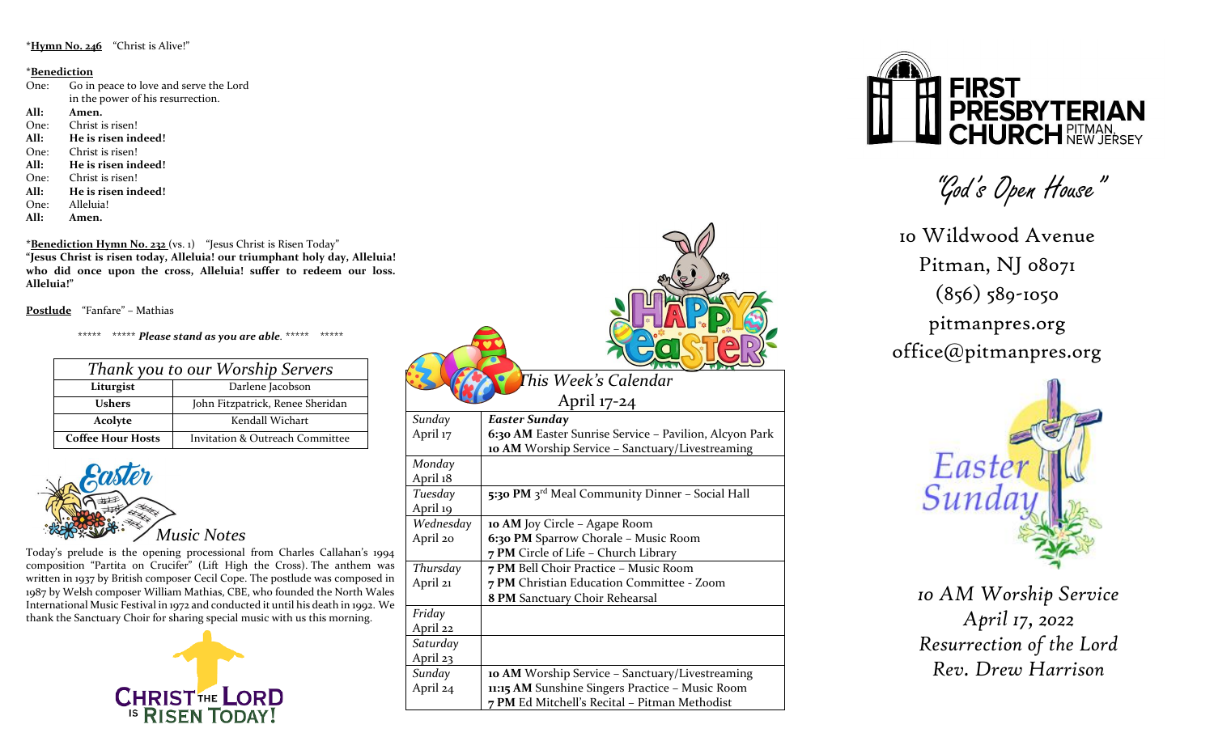*__Hymn No. 246__ "Christ is Alive!"

*__Benediction__

One: Go in peace to love and serve the Lord in the power of his resurrection.
**All: Amen.**
One: Christ is risen!
**All: He is risen indeed!**
One: Christ is risen!
**All: He is risen indeed!**
One: Christ is risen!
**All: He is risen indeed!**
One: Alleluia!
**All: Amen.**

*__Benediction Hymn No. 232__ (vs. 1) "Jesus Christ is Risen Today"
**"Jesus Christ is risen today, Alleluia! our triumphant holy day, Alleluia! who did once upon the cross, Alleluia! suffer to redeem our loss. Alleluia!"**

__Postlude__ "Fanfare" – Mathias

***** ***** ***Please stand as you are able.*** ***** *****

| *Thank you to our Worship Servers* | |
|---|---|
| **Liturgist** | Darlene Jacobson |
| **Ushers** | John Fitzpatrick, Renee Sheridan |
| **Acolyte** | Kendall Wichart |
| **Coffee Hour Hosts** | Invitation & Outreach Committee |

## *Music Notes*

Today's prelude is the opening processional from Charles Callahan's 1994 composition "Partita on Crucifer" (Lift High the Cross). The anthem was written in 1937 by British composer Cecil Cope. The postlude was composed in 1987 by Welsh composer William Mathias, CBE, who founded the North Wales International Music Festival in 1972 and conducted it until his death in 1992. We thank the Sanctuary Choir for sharing special music with us this morning.

CHRIST THE LORD IS RISEN TODAY!

HAPPY Easter

| *This Week's Calendar* April 17-24 | |
|---|---|
| *Sunday* April 17 | ***Easter Sunday*** **6:30 AM** Easter Sunrise Service – Pavilion, Alcyon Park **10 AM** Worship Service – Sanctuary/Livestreaming |
| *Monday* April 18 | |
| *Tuesday* April 19 | **5:30 PM** 3rd Meal Community Dinner – Social Hall |
| *Wednesday* April 20 | **10 AM** Joy Circle – Agape Room **6:30 PM** Sparrow Chorale – Music Room **7 PM** Circle of Life – Church Library |
| *Thursday* April 21 | **7 PM** Bell Choir Practice – Music Room **7 PM** Christian Education Committee - Zoom **8 PM** Sanctuary Choir Rehearsal |
| *Friday* April 22 | |
| *Saturday* April 23 | |
| *Sunday* April 24 | **10 AM** Worship Service – Sanctuary/Livestreaming **11:15 AM** Sunshine Singers Practice – Music Room **7 PM** Ed Mitchell's Recital – Pitman Methodist |

# FIRST PRESBYTERIAN CHURCH
PITMAN, NEW JERSEY

*"God's Open House"*

10 Wildwood Avenue
Pitman, NJ 08071
(856) 589-1050
pitmanpres.org
office@pitmanpres.org

Easter Sunday

*10 AM Worship Service*
*April 17, 2022*
*Resurrection of the Lord*
*Rev. Drew Harrison*